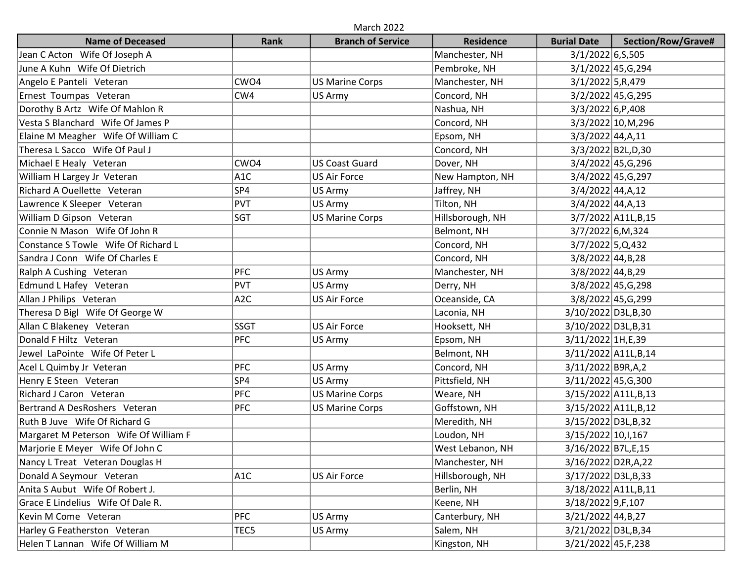March 2022

| Name of Deceased | Rank | Branch of Service | Residence | Burial Date | Section/Row/Grave# |
|---|---|---|---|---|---|
| Jean C Acton  Wife Of Joseph A | | | Manchester, NH | 3/1/2022 | 6,S,505 |
| June A Kuhn  Wife Of Dietrich | | | Pembroke, NH | 3/1/2022 | 45,G,294 |
| Angelo E Panteli  Veteran | CWO4 | US Marine Corps | Manchester, NH | 3/1/2022 | 5,R,479 |
| Ernest Toumpas  Veteran | CW4 | US Army | Concord, NH | 3/2/2022 | 45,G,295 |
| Dorothy B Artz  Wife Of Mahlon R | | | Nashua, NH | 3/3/2022 | 6,P,408 |
| Vesta S Blanchard  Wife Of James P | | | Concord, NH | 3/3/2022 | 10,M,296 |
| Elaine M Meagher  Wife Of William C | | | Epsom, NH | 3/3/2022 | 44,A,11 |
| Theresa L Sacco  Wife Of Paul J | | | Concord, NH | 3/3/2022 | B2L,D,30 |
| Michael E Healy  Veteran | CWO4 | US Coast Guard | Dover, NH | 3/4/2022 | 45,G,296 |
| William H Largey Jr  Veteran | A1C | US Air Force | New Hampton, NH | 3/4/2022 | 45,G,297 |
| Richard A Ouellette  Veteran | SP4 | US Army | Jaffrey, NH | 3/4/2022 | 44,A,12 |
| Lawrence K Sleeper  Veteran | PVT | US Army | Tilton, NH | 3/4/2022 | 44,A,13 |
| William D Gipson  Veteran | SGT | US Marine Corps | Hillsborough, NH | 3/7/2022 | A11L,B,15 |
| Connie N Mason  Wife Of John R | | | Belmont, NH | 3/7/2022 | 6,M,324 |
| Constance S Towle  Wife Of Richard L | | | Concord, NH | 3/7/2022 | 5,Q,432 |
| Sandra J Conn  Wife Of Charles E | | | Concord, NH | 3/8/2022 | 44,B,28 |
| Ralph A Cushing  Veteran | PFC | US Army | Manchester, NH | 3/8/2022 | 44,B,29 |
| Edmund L Hafey  Veteran | PVT | US Army | Derry, NH | 3/8/2022 | 45,G,298 |
| Allan J Philips  Veteran | A2C | US Air Force | Oceanside, CA | 3/8/2022 | 45,G,299 |
| Theresa D Bigl  Wife Of George W | | | Laconia, NH | 3/10/2022 | D3L,B,30 |
| Allan C Blakeney  Veteran | SSGT | US Air Force | Hooksett, NH | 3/10/2022 | D3L,B,31 |
| Donald F Hiltz  Veteran | PFC | US Army | Epsom, NH | 3/11/2022 | 1H,E,39 |
| Jewel LaPointe  Wife Of Peter L | | | Belmont, NH | 3/11/2022 | A11L,B,14 |
| Acel L Quimby Jr  Veteran | PFC | US Army | Concord, NH | 3/11/2022 | B9R,A,2 |
| Henry E Steen  Veteran | SP4 | US Army | Pittsfield, NH | 3/11/2022 | 45,G,300 |
| Richard J Caron  Veteran | PFC | US Marine Corps | Weare, NH | 3/15/2022 | A11L,B,13 |
| Bertrand A DesRoshers  Veteran | PFC | US Marine Corps | Goffstown, NH | 3/15/2022 | A11L,B,12 |
| Ruth B Juve  Wife Of Richard G | | | Meredith, NH | 3/15/2022 | D3L,B,32 |
| Margaret M Peterson  Wife Of William F | | | Loudon, NH | 3/15/2022 | 10,I,167 |
| Marjorie E Meyer  Wife Of John C | | | West Lebanon, NH | 3/16/2022 | B7L,E,15 |
| Nancy L Treat  Veteran Douglas H | | | Manchester, NH | 3/16/2022 | D2R,A,22 |
| Donald A Seymour  Veteran | A1C | US Air Force | Hillsborough, NH | 3/17/2022 | D3L,B,33 |
| Anita S Aubut  Wife Of Robert J. | | | Berlin, NH | 3/18/2022 | A11L,B,11 |
| Grace E Lindelius  Wife Of Dale R. | | | Keene, NH | 3/18/2022 | 9,F,107 |
| Kevin M Come  Veteran | PFC | US Army | Canterbury, NH | 3/21/2022 | 44,B,27 |
| Harley G Featherston  Veteran | TEC5 | US Army | Salem, NH | 3/21/2022 | D3L,B,34 |
| Helen T Lannan  Wife Of William M | | | Kingston, NH | 3/21/2022 | 45,F,238 |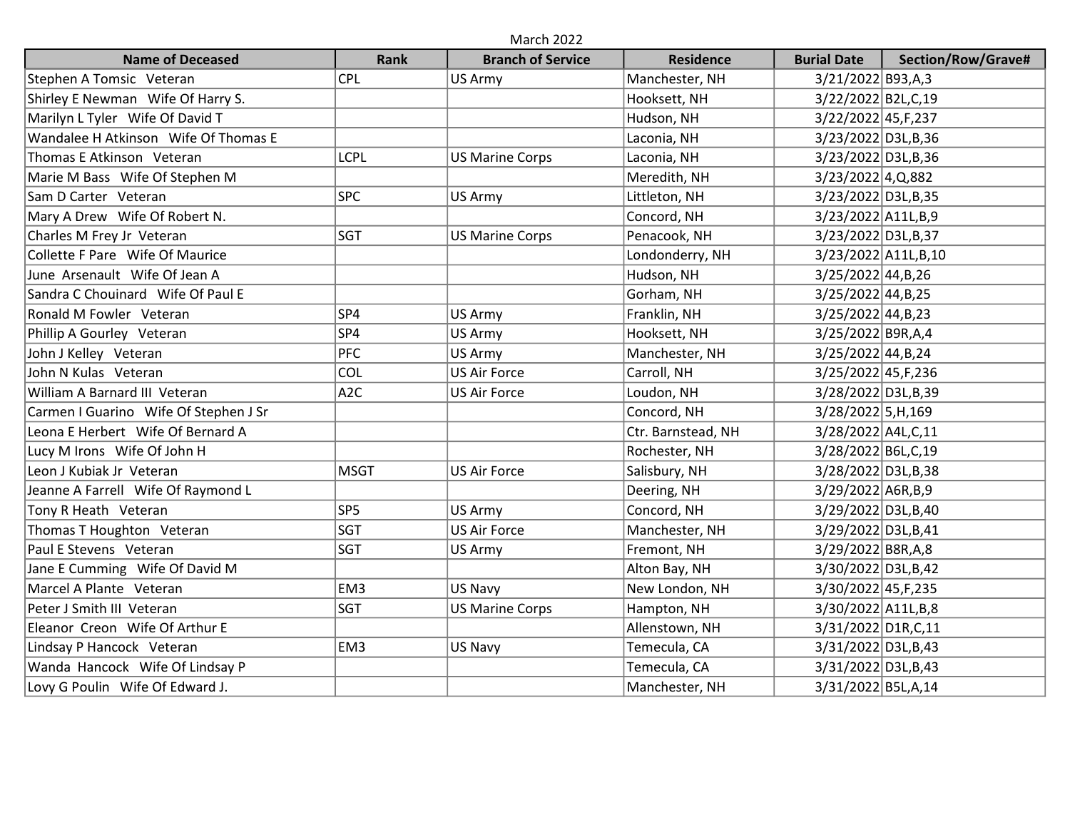March 2022

| Name of Deceased | Rank | Branch of Service | Residence | Burial Date | Section/Row/Grave# |
|---|---|---|---|---|---|
| Stephen A Tomsic Veteran | CPL | US Army | Manchester, NH | 3/21/2022 | B93,A,3 |
| Shirley E Newman Wife Of Harry S. | | | Hooksett, NH | 3/22/2022 | B2L,C,19 |
| Marilyn L Tyler Wife Of David T | | | Hudson, NH | 3/22/2022 | 45,F,237 |
| Wandalee H Atkinson Wife Of Thomas E | | | Laconia, NH | 3/23/2022 | D3L,B,36 |
| Thomas E Atkinson Veteran | LCPL | US Marine Corps | Laconia, NH | 3/23/2022 | D3L,B,36 |
| Marie M Bass Wife Of Stephen M | | | Meredith, NH | 3/23/2022 | 4,Q,882 |
| Sam D Carter Veteran | SPC | US Army | Littleton, NH | 3/23/2022 | D3L,B,35 |
| Mary A Drew Wife Of Robert N. | | | Concord, NH | 3/23/2022 | A11L,B,9 |
| Charles M Frey Jr Veteran | SGT | US Marine Corps | Penacook, NH | 3/23/2022 | D3L,B,37 |
| Collette F Pare Wife Of Maurice | | | Londonderry, NH | 3/23/2022 | A11L,B,10 |
| June Arsenault Wife Of Jean A | | | Hudson, NH | 3/25/2022 | 44,B,26 |
| Sandra C Chouinard Wife Of Paul E | | | Gorham, NH | 3/25/2022 | 44,B,25 |
| Ronald M Fowler Veteran | SP4 | US Army | Franklin, NH | 3/25/2022 | 44,B,23 |
| Phillip A Gourley Veteran | SP4 | US Army | Hooksett, NH | 3/25/2022 | B9R,A,4 |
| John J Kelley Veteran | PFC | US Army | Manchester, NH | 3/25/2022 | 44,B,24 |
| John N Kulas Veteran | COL | US Air Force | Carroll, NH | 3/25/2022 | 45,F,236 |
| William A Barnard III Veteran | A2C | US Air Force | Loudon, NH | 3/28/2022 | D3L,B,39 |
| Carmen I Guarino Wife Of Stephen J Sr | | | Concord, NH | 3/28/2022 | 5,H,169 |
| Leona E Herbert Wife Of Bernard A | | | Ctr. Barnstead, NH | 3/28/2022 | A4L,C,11 |
| Lucy M Irons Wife Of John H | | | Rochester, NH | 3/28/2022 | B6L,C,19 |
| Leon J Kubiak Jr Veteran | MSGT | US Air Force | Salisbury, NH | 3/28/2022 | D3L,B,38 |
| Jeanne A Farrell Wife Of Raymond L | | | Deering, NH | 3/29/2022 | A6R,B,9 |
| Tony R Heath Veteran | SP5 | US Army | Concord, NH | 3/29/2022 | D3L,B,40 |
| Thomas T Houghton Veteran | SGT | US Air Force | Manchester, NH | 3/29/2022 | D3L,B,41 |
| Paul E Stevens Veteran | SGT | US Army | Fremont, NH | 3/29/2022 | B8R,A,8 |
| Jane E Cumming Wife Of David M | | | Alton Bay, NH | 3/30/2022 | D3L,B,42 |
| Marcel A Plante Veteran | EM3 | US Navy | New London, NH | 3/30/2022 | 45,F,235 |
| Peter J Smith III Veteran | SGT | US Marine Corps | Hampton, NH | 3/30/2022 | A11L,B,8 |
| Eleanor Creon Wife Of Arthur E | | | Allenstown, NH | 3/31/2022 | D1R,C,11 |
| Lindsay P Hancock Veteran | EM3 | US Navy | Temecula, CA | 3/31/2022 | D3L,B,43 |
| Wanda Hancock Wife Of Lindsay P | | | Temecula, CA | 3/31/2022 | D3L,B,43 |
| Lovy G Poulin Wife Of Edward J. | | | Manchester, NH | 3/31/2022 | B5L,A,14 |